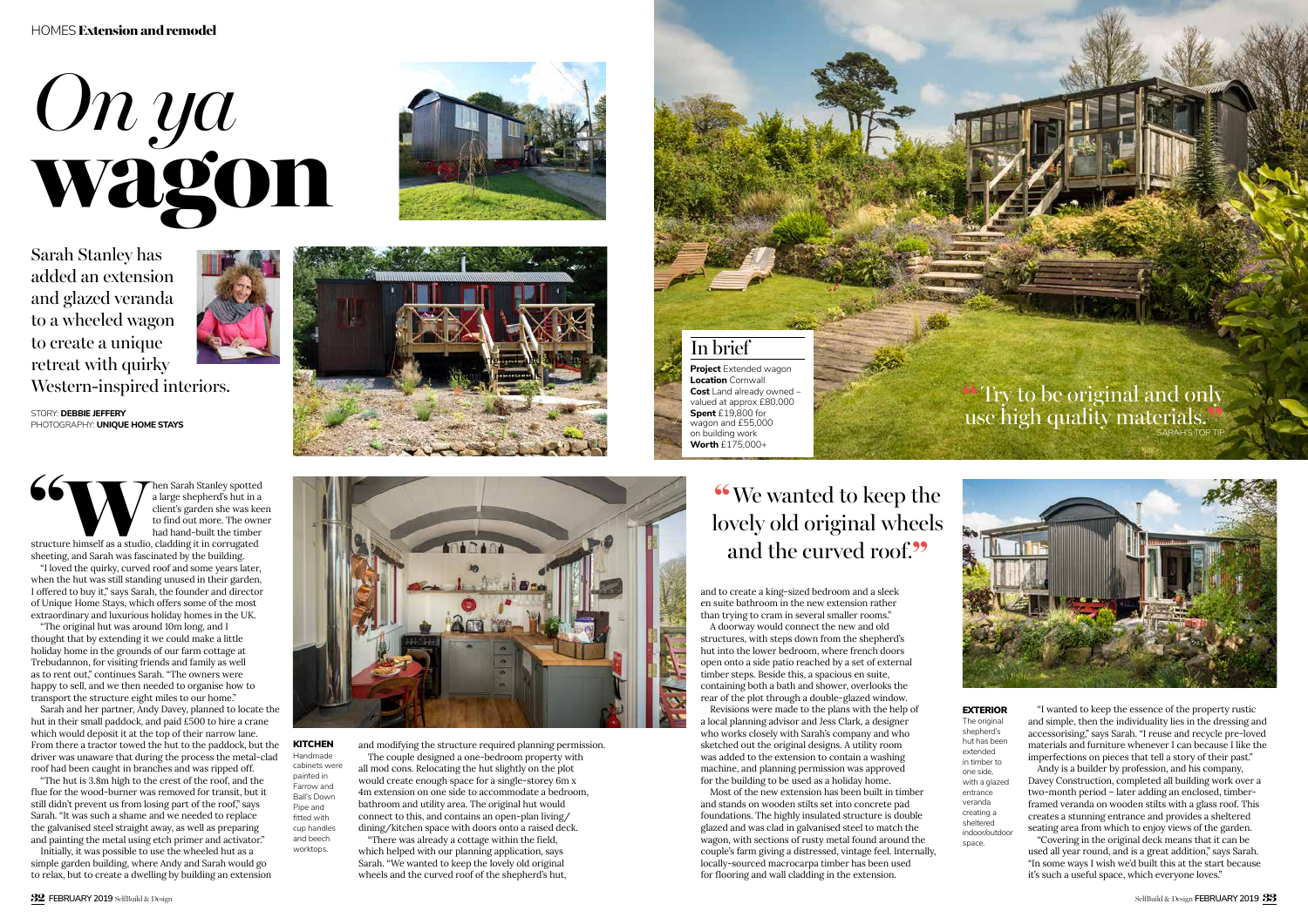# *On ya* **wagon**

Sarah Stanley has added an extension and glazed veranda to a wheeled wagon to create a unique retreat with quirky Western-inspired interiors.

STORY: **DEBBIE JEFFERY**
PHOTOGRAPHY: **UNIQUE HOME STAYS**

## In brief

**Project** Extended wagon
**Location** Cornwall
**Cost** Land already owned – valued at approx £80,000
**Spent** £19,800 for wagon and £55,000 on building work
**Worth** £175,000+

> "Try to be original and only use high quality materials."
> SARAH'S TOP TIP

"When Sarah Stanley spotted a large shepherd's hut in a client's garden she was keen to find out more. The owner had hand-built the timber structure himself as a studio, cladding it in corrugated sheeting, and Sarah was fascinated by the building.

"I loved the quirky, curved roof and some years later, when the hut was still standing unused in their garden, I offered to buy it," says Sarah, the founder and director of Unique Home Stays, which offers some of the most extraordinary and luxurious holiday homes in the UK.

"The original hut was around 10m long, and I thought that by extending it we could make a little holiday home in the grounds of our farm cottage at Trebudannon, for visiting friends and family as well as to rent out," continues Sarah. "The owners were happy to sell, and we then needed to organise how to transport the structure eight miles to our home."

Sarah and her partner, Andy Davey, planned to locate the hut in their small paddock, and paid £500 to hire a crane which would deposit it at the top of their narrow lane. From there a tractor towed the hut to the paddock, but the driver was unaware that during the process the metal-clad roof had been caught in branches and was ripped off.

"The hut is 3.8m high to the crest of the roof, and the flue for the wood-burner was removed for transit, but it still didn't prevent us from losing part of the roof," says Sarah. "It was such a shame and we needed to replace the galvanised steel straight away, as well as preparing and painting the metal using etch primer and activator."

Initially, it was possible to use the wheeled hut as a simple garden building, where Andy and Sarah would go to relax, but to create a dwelling by building an extension and modifying the structure required planning permission.

**KITCHEN** Handmade cabinets were painted in Farrow and Ball's Down Pipe and fitted with cup handles and beech worktops.

The couple designed a one-bedroom property with all mod cons. Relocating the hut slightly on the plot would create enough space for a single-storey 6m x 4m extension on one side to accommodate a bedroom, bathroom and utility area. The original hut would connect to this, and contains an open-plan living/dining/kitchen space with doors onto a raised deck.

"There was already a cottage within the field, which helped with our planning application, says Sarah. "We wanted to keep the lovely old original wheels and the curved roof of the shepherd's hut, and to create a king-sized bedroom and a sleek en suite bathroom in the new extension rather than trying to cram in several smaller rooms."

> "We wanted to keep the lovely old original wheels and the curved roof."

A doorway would connect the new and old structures, with steps down from the shepherd's hut into the lower bedroom, where french doors open onto a side patio reached by a set of external timber steps. Beside this, a spacious en suite, containing both a bath and shower, overlooks the rear of the plot through a double-glazed window.

Revisions were made to the plans with the help of a local planning advisor and Jess Clark, a designer who works closely with Sarah's company and who sketched out the original designs. A utility room was added to the extension to contain a washing machine, and planning permission was approved for the building to be used as a holiday home.

Most of the new extension has been built in timber and stands on wooden stilts set into concrete pad foundations. The highly insulated structure is double glazed and was clad in galvanised steel to match the wagon, with sections of rusty metal found around the couple's farm giving a distressed, vintage feel. Internally, locally-sourced macrocarpa timber has been used for flooring and wall cladding in the extension.

**EXTERIOR** The original shepherd's hut has been extended in timber to one side, with a glazed entrance veranda creating a sheltered indoor/outdoor space.

"I wanted to keep the essence of the property rustic and simple, then the individuality lies in the dressing and accessorising," says Sarah. "I reuse and recycle pre-loved materials and furniture whenever I can because I like the imperfections on pieces that tell a story of their past."

Andy is a builder by profession, and his company, Davey Construction, completed all building work over a two-month period – later adding an enclosed, timber-framed veranda on wooden stilts with a glass roof. This creates a stunning entrance and provides a sheltered seating area from which to enjoy views of the garden.

"Covering in the original deck means that it can be used all year round, and is a great addition," says Sarah. "In some ways I wish we'd built this at the start because it's such a useful space, which everyone loves."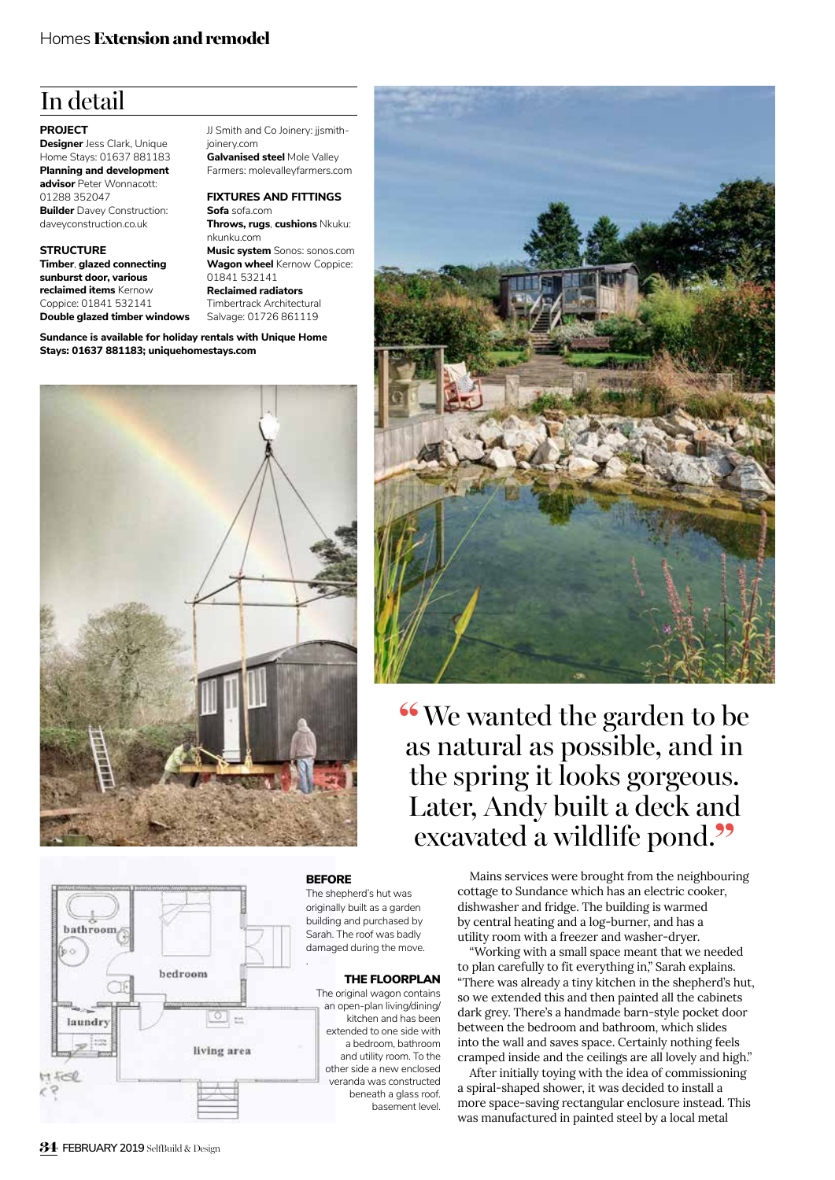## In detail

**PROJECT**
**Designer** Jess Clark, Unique Home Stays: 01637 881183
**Planning and development advisor** Peter Wonnacott: 01288 352047
**Builder** Davey Construction: daveyconstruction.co.uk

**STRUCTURE**
**Timber**, **glazed connecting sunburst door, various reclaimed items** Kernow Coppice: 01841 532141
**Double glazed timber windows** JJ Smith and Co Joinery: jjsmith-joinery.com
**Galvanised steel** Mole Valley Farmers: molevalleyfarmers.com

**FIXTURES AND FITTINGS**
**Sofa** sofa.com
**Throws**, **rugs**, **cushions** Nkuku: nkunku.com
**Music system** Sonos: sonos.com
**Wagon wheel** Kernow Coppice: 01841 532141
**Reclaimed radiators** Timbertrack Architectural Salvage: 01726 861119

**Sundance is available for holiday rentals with Unique Home Stays: 01637 881183; uniquehomestays.com**

> "We wanted the garden to be as natural as possible, and in the spring it looks gorgeous. Later, Andy built a deck and excavated a wildlife pond."

**BEFORE**
The shepherd's hut was originally built as a garden building and purchased by Sarah. The roof was badly damaged during the move.

**THE FLOORPLAN**
The original wagon contains an open-plan living/dining/kitchen and has been extended to one side with a bedroom, bathroom and utility room. To the other side a new enclosed veranda was constructed beneath a glass roof. basement level.

Mains services were brought from the neighbouring cottage to Sundance which has an electric cooker, dishwasher and fridge. The building is warmed by central heating and a log-burner, and has a utility room with a freezer and washer-dryer.

"Working with a small space meant that we needed to plan carefully to fit everything in," Sarah explains. "There was already a tiny kitchen in the shepherd's hut, so we extended this and then painted all the cabinets dark grey. There's a handmade barn-style pocket door between the bedroom and bathroom, which slides into the wall and saves space. Certainly nothing feels cramped inside and the ceilings are all lovely and high."

After initially toying with the idea of commissioning a spiral-shaped shower, it was decided to install a more space-saving rectangular enclosure instead. This was manufactured in painted steel by a local metal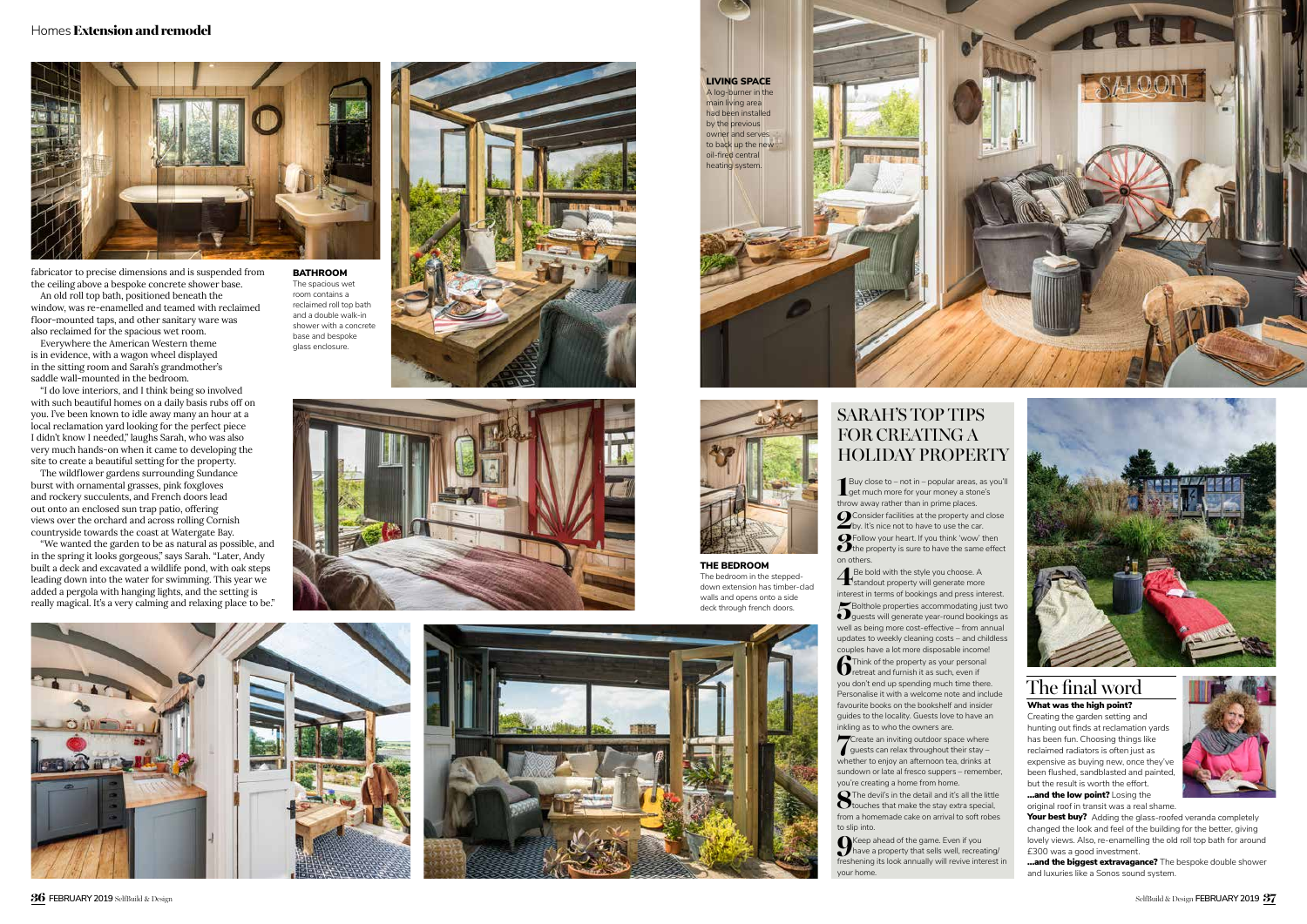fabricator to precise dimensions and is suspended from the ceiling above a bespoke concrete shower base.

An old roll top bath, positioned beneath the window, was re-enamelled and teamed with reclaimed floor-mounted taps, and other sanitary ware was also reclaimed for the spacious wet room.

Everywhere the American Western theme is in evidence, with a wagon wheel displayed in the sitting room and Sarah's grandmother's saddle wall-mounted in the bedroom.

"I do love interiors, and I think being so involved with such beautiful homes on a daily basis rubs off on you. I've been known to idle away many an hour at a local reclamation yard looking for the perfect piece I didn't know I needed," laughs Sarah, who was also very much hands-on when it came to developing the site to create a beautiful setting for the property.

The wildflower gardens surrounding Sundance burst with ornamental grasses, pink foxgloves and rockery succulents, and French doors lead out onto an enclosed sun trap patio, offering views over the orchard and across rolling Cornish countryside towards the coast at Watergate Bay.

"We wanted the garden to be as natural as possible, and in the spring it looks gorgeous," says Sarah. "Later, Andy built a deck and excavated a wildlife pond, with oak steps leading down into the water for swimming. This year we added a pergola with hanging lights, and the setting is really magical. It's a very calming and relaxing place to be."

**BATHROOM**
The spacious wet room contains a reclaimed roll top bath and a double walk-in shower with a concrete base and bespoke glass enclosure.

**LIVING SPACE**
A log-burner in the main living area had been installed by the previous owner and serves to back up the new oil-fired central heating system.

**THE BEDROOM**
The bedroom in the stepped-down extension has timber-clad walls and opens onto a side deck through french doors.

## SARAH'S TOP TIPS FOR CREATING A HOLIDAY PROPERTY

**1** Buy close to – not in – popular areas, as you'll get much more for your money a stone's throw away rather than in prime places.

**2** Consider facilities at the property and close by. It's nice not to have to use the car.

**3** Follow your heart. If you think 'wow' then the property is sure to have the same effect on others.

**4** Be bold with the style you choose. A standout property will generate more interest in terms of bookings and press interest.

**5** Bolthole properties accommodating just two guests will generate year-round bookings as well as being more cost-effective – from annual updates to weekly cleaning costs – and childless couples have a lot more disposable income!

**6** Think of the property as your personal retreat and furnish it as such, even if you don't end up spending much time there. Personalise it with a welcome note and include favourite books on the bookshelf and insider guides to the locality. Guests love to have an inkling as to who the owners are.

**7** Create an inviting outdoor space where guests can relax throughout their stay – whether to enjoy an afternoon tea, drinks at sundown or late al fresco suppers – remember, you're creating a home from home.

**8** The devil's in the detail and it's all the little touches that make the stay extra special, from a homemade cake on arrival to soft robes to slip into.

**9** Keep ahead of the game. Even if you have a property that sells well, recreating/freshening its look annually will revive interest in your home.

## The final word

**What was the high point?** Creating the garden setting and hunting out finds at reclamation yards has been fun. Choosing things like reclaimed radiators is often just as expensive as buying new, once they've been flushed, sandblasted and painted, but the result is worth the effort.

**...and the low point?** Losing the original roof in transit was a real shame.

**Your best buy?** Adding the glass-roofed veranda completely changed the look and feel of the building for the better, giving lovely views. Also, re-enamelling the old roll top bath for around £300 was a good investment.

**...and the biggest extravagance?** The bespoke double shower and luxuries like a Sonos sound system.